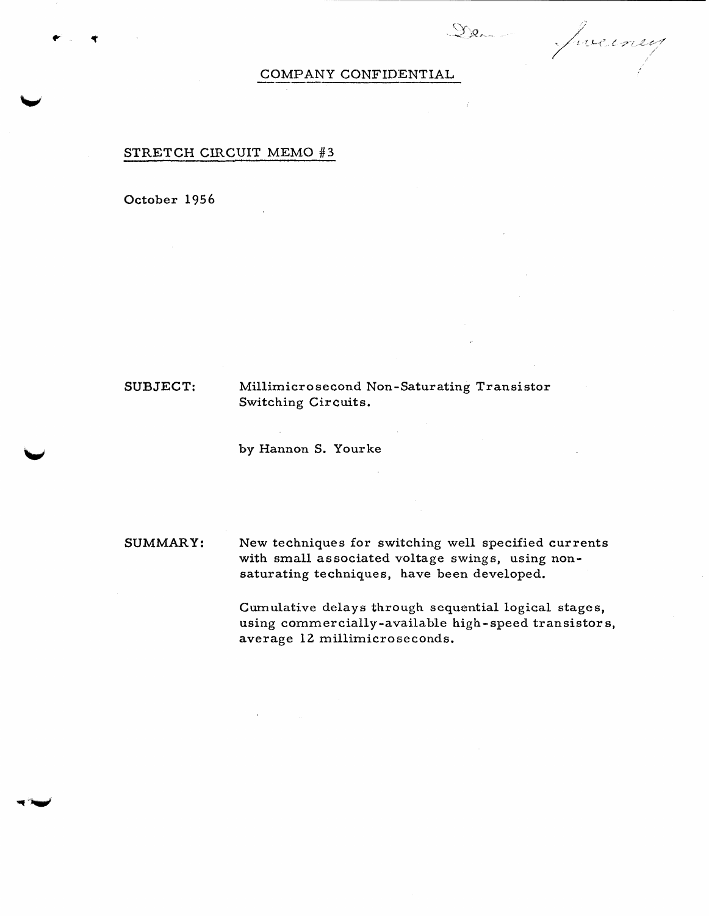COMPANY CONFIDENTIAL

## STRETCH CIRCUIT MEMO #3

October 1956

SUBJECT: Millimicrosecond Non-Saturating Transistor Switching Circuits.

by Hannon S. Yourke

SUMMARY: New techniques for switching well specified currents with small associated voltage swings, using non-saturating techniques, have been developed.

Cumulative delays through sequential logical stages, using commercially-available high-speed transistors, average 12 millimicroseconds.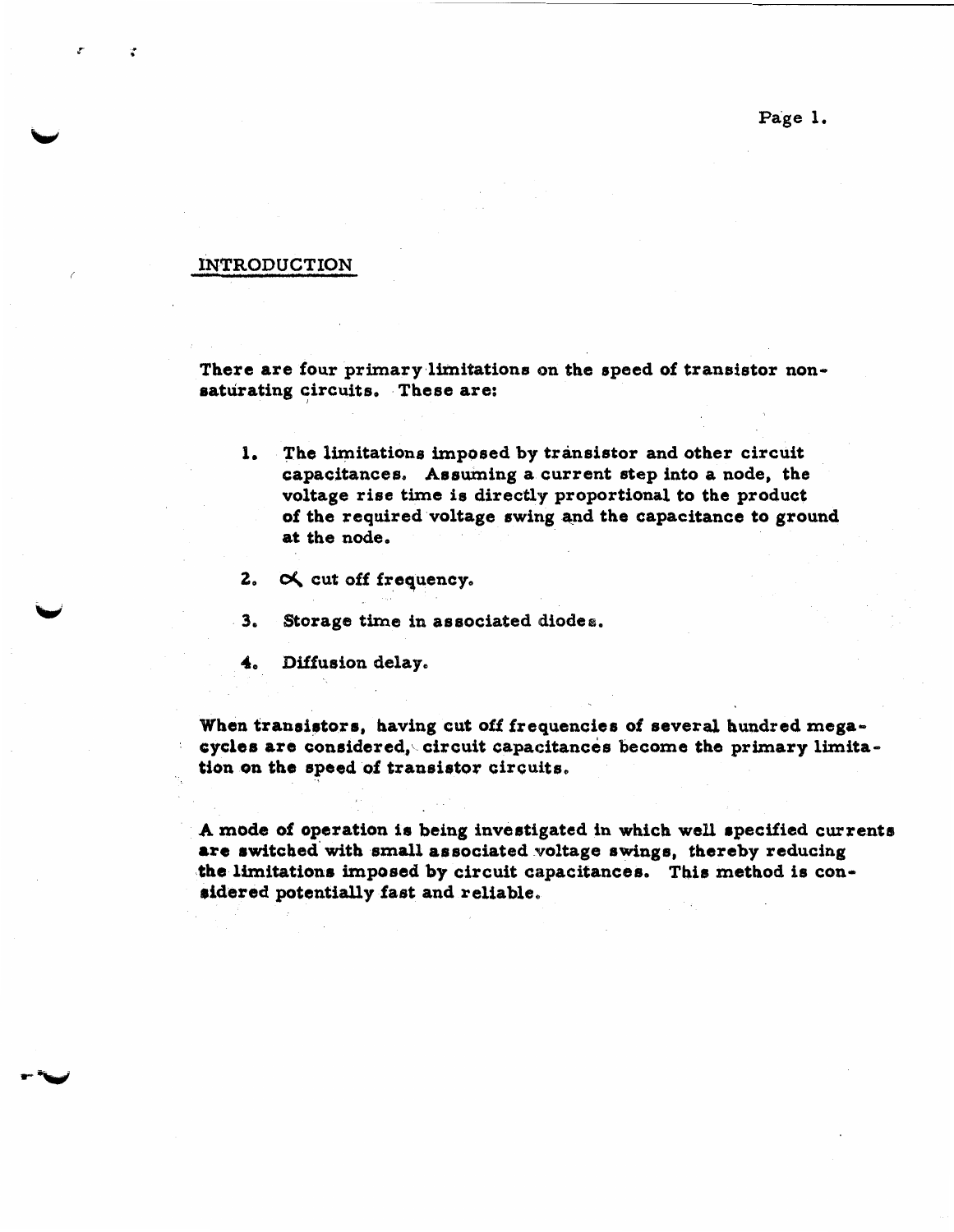## INTRODUCTION

There are four primary limitations on the speed of transistor non-saturating circuits. These are:

1. The limitations imposed by transistor and other circuit capacitances. Assuming a current step into a node, the voltage rise time is directly proportional to the product of the required voltage swing and the capacitance to ground at the node.

2. $\alpha$ cut off frequency.

3. Storage time in associated diodes.

4. Diffusion delay.

When transistors, having cut off frequencies of several hundred megacycles are considered, circuit capacitances become the primary limitation on the speed of transistor circuits.

A mode of operation is being investigated in which well specified currents are switched with small associated voltage swings, thereby reducing the limitations imposed by circuit capacitances. This method is considered potentially fast and reliable.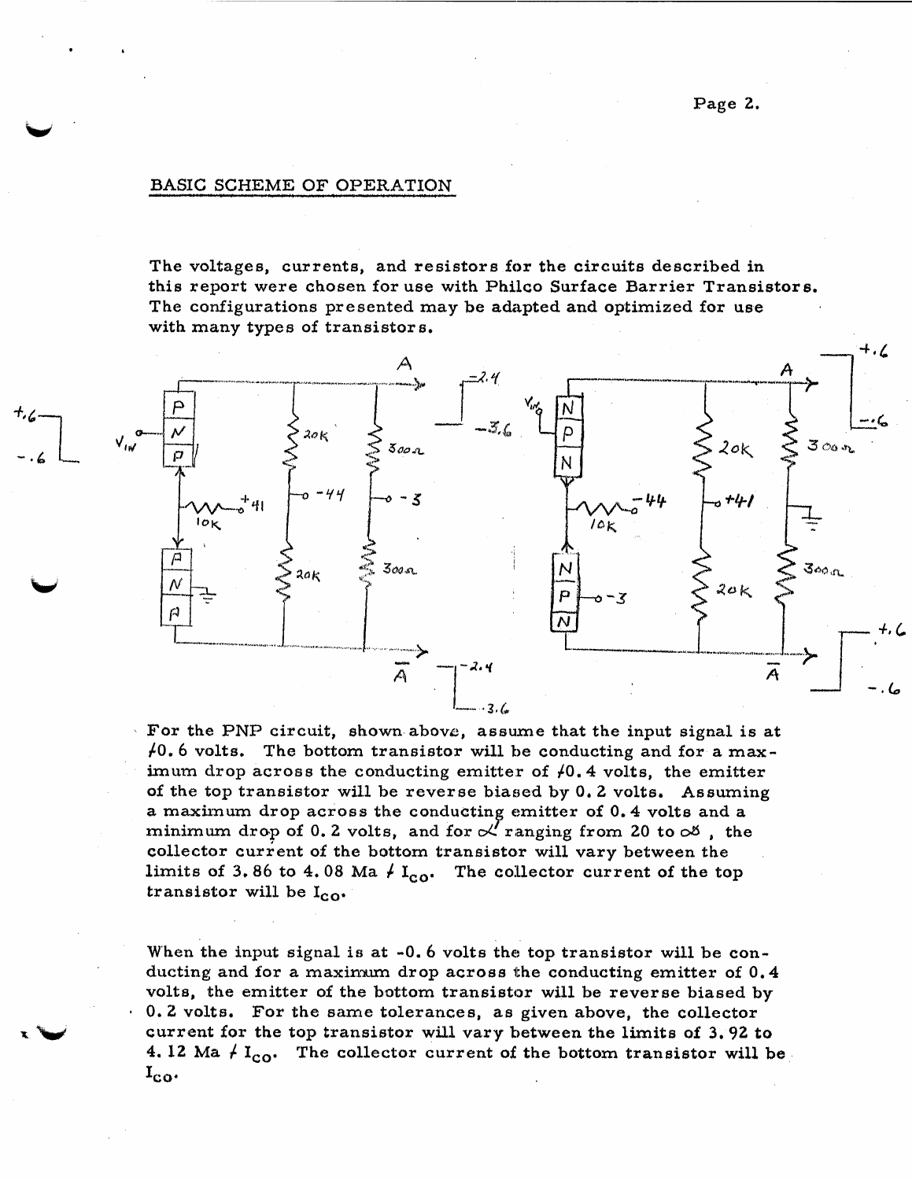## BASIC SCHEME OF OPERATION

The voltages, currents, and resistors for the circuits described in this report were chosen for use with Philco Surface Barrier Transistors. The configurations presented may be adapted and optimized for use with many types of transistors.

For the PNP circuit, shown above, assume that the input signal is at +0.6 volts. The bottom transistor will be conducting and for a maximum drop across the conducting emitter of +0.4 volts, the emitter of the top transistor will be reverse biased by 0.2 volts. Assuming a maximum drop across the conducting emitter of 0.4 volts and a minimum drop of 0.2 volts, and for $\alpha$ ranging from 20 to $\infty$, the collector current of the bottom transistor will vary between the limits of 3.86 to 4.08 Ma + $I_{co}$. The collector current of the top transistor will be $I_{co}$.

When the input signal is at -0.6 volts the top transistor will be conducting and for a maximum drop across the conducting emitter of 0.4 volts, the emitter of the bottom transistor will be reverse biased by 0.2 volts. For the same tolerances, as given above, the collector current for the top transistor will vary between the limits of 3.92 to 4.12 Ma + $I_{co}$. The collector current of the bottom transistor will be $I_{co}$.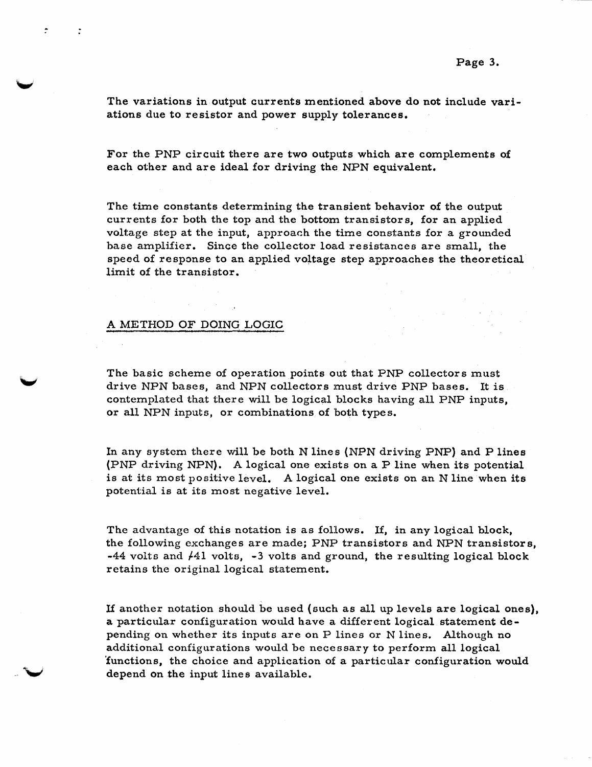The variations in output currents mentioned above do not include variations due to resistor and power supply tolerances.

For the PNP circuit there are two outputs which are complements of each other and are ideal for driving the NPN equivalent.

The time constants determining the transient behavior of the output currents for both the top and the bottom transistors, for an applied voltage step at the input, approach the time constants for a grounded base amplifier. Since the collector load resistances are small, the speed of response to an applied voltage step approaches the theoretical limit of the transistor.

## A METHOD OF DOING LOGIC

The basic scheme of operation points out that PNP collectors must drive NPN bases, and NPN collectors must drive PNP bases. It is contemplated that there will be logical blocks having all PNP inputs, or all NPN inputs, or combinations of both types.

In any system there will be both N lines (NPN driving PNP) and P lines (PNP driving NPN). A logical one exists on a P line when its potential is at its most positive level. A logical one exists on an N line when its potential is at its most negative level.

The advantage of this notation is as follows. If, in any logical block, the following exchanges are made; PNP transistors and NPN transistors, -44 volts and +41 volts, -3 volts and ground, the resulting logical block retains the original logical statement.

If another notation should be used (such as all up levels are logical ones), a particular configuration would have a different logical statement depending on whether its inputs are on P lines or N lines. Although no additional configurations would be necessary to perform all logical functions, the choice and application of a particular configuration would depend on the input lines available.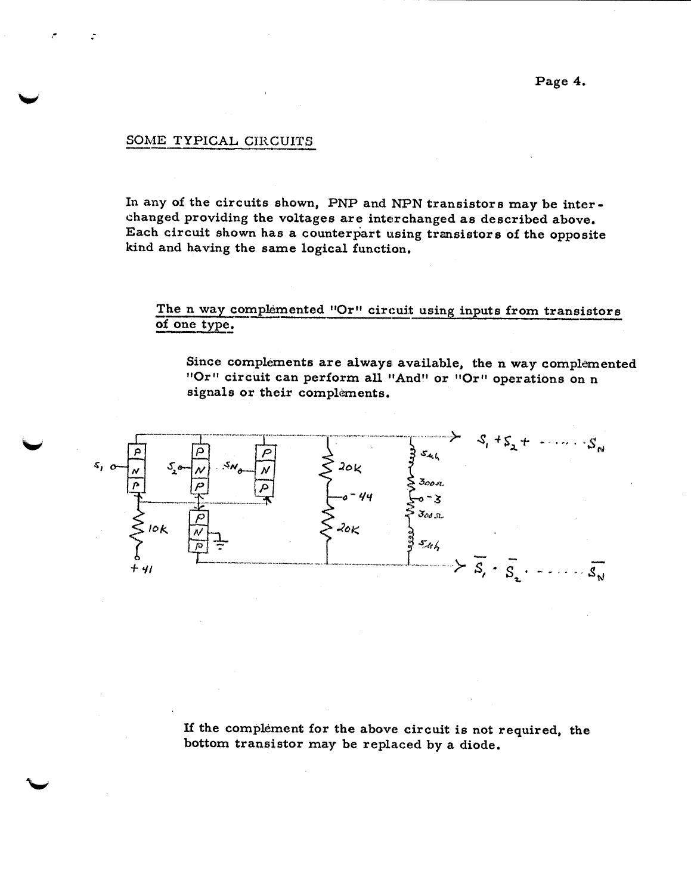## SOME TYPICAL CIRCUITS

In any of the circuits shown, PNP and NPN transistors may be interchanged providing the voltages are interchanged as described above. Each circuit shown has a counterpart using transistors of the opposite kind and having the same logical function.

### The n way complemented "Or" circuit using inputs from transistors of one type.

Since complements are always available, the n way complemented "Or" circuit can perform all "And" or "Or" operations on n signals or their complements.

If the complement for the above circuit is not required, the bottom transistor may be replaced by a diode.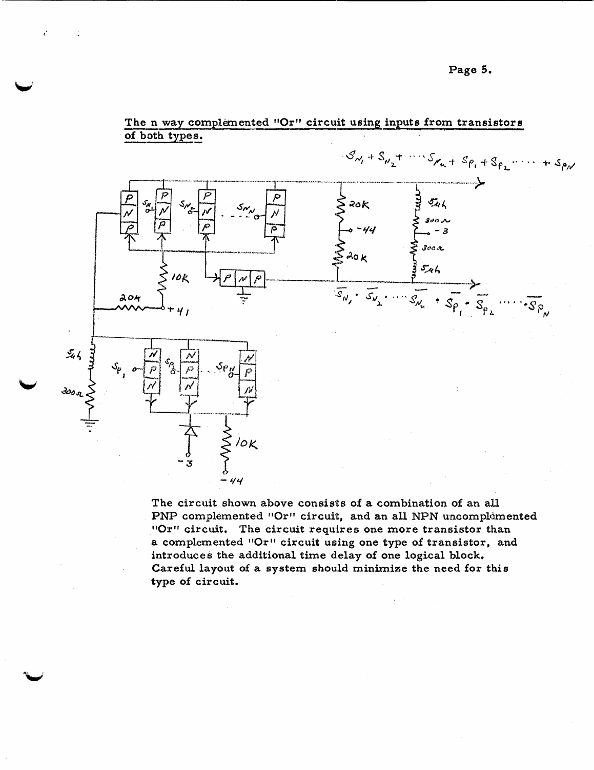The n way complemented "Or" circuit using inputs from transistors of both types.

The circuit shown above consists of a combination of an all PNP complemented "Or" circuit, and an all NPN uncomplemented "Or" circuit. The circuit requires one more transistor than a complemented "Or" circuit using one type of transistor, and introduces the additional time delay of one logical block. Careful layout of a system should minimize the need for this type of circuit.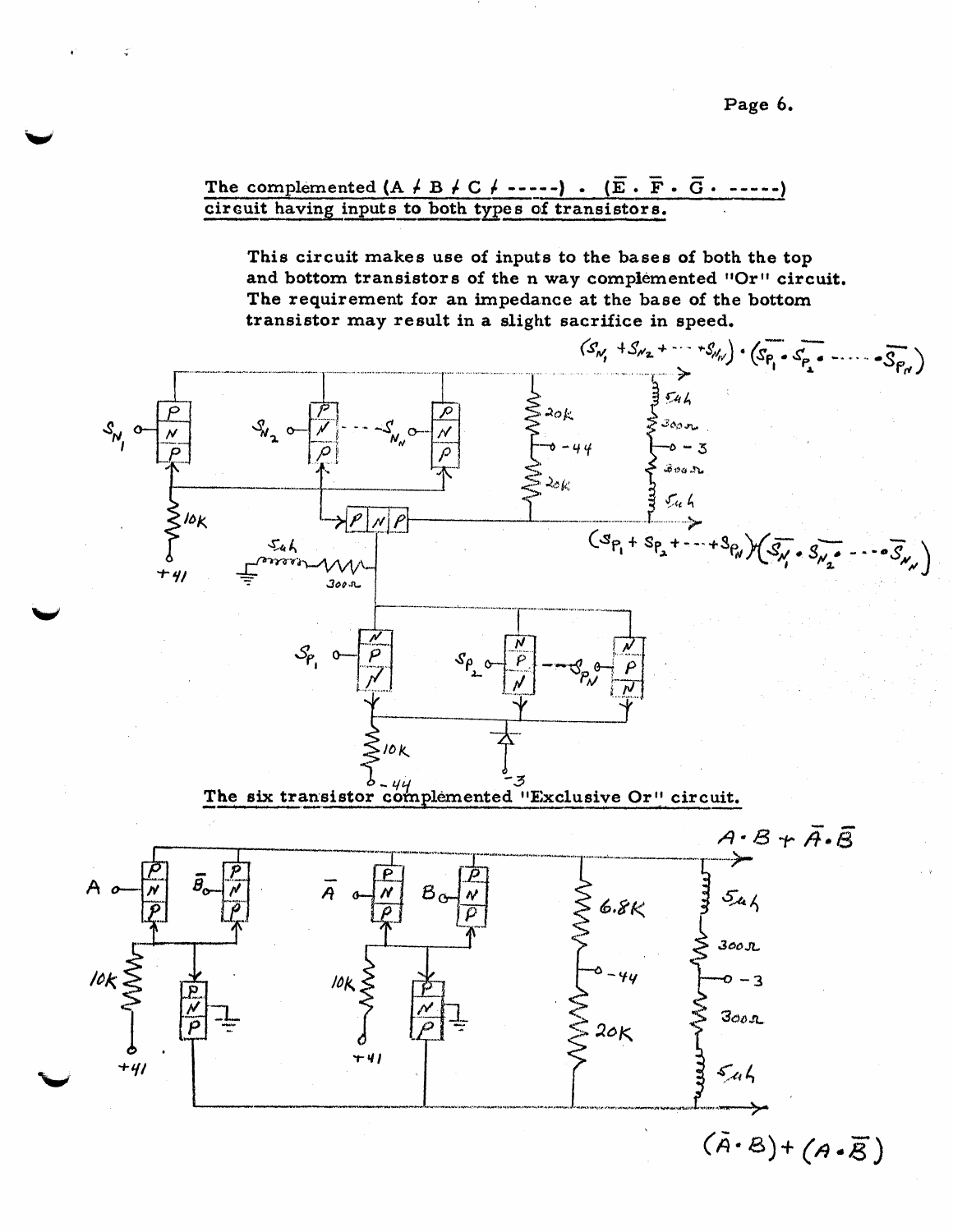## The complemented $(A \neq B \neq C \neq \text{-----}) \cdot (\bar{E} \cdot \bar{F} \cdot \bar{G} \cdot \text{-----})$ circuit having inputs to both types of transistors.

This circuit makes use of inputs to the bases of both the top and bottom transistors of the n way complemented "Or" circuit. The requirement for an impedance at the base of the bottom transistor may result in a slight sacrifice in speed.

$(S_{N_1} + S_{N_2} + \cdots + S_{N_N}) \cdot (\overline{S_{P_1}} \cdot \overline{S_{P_2}} \cdot \cdots \cdot \overline{S_{P_N}})$

$(S_{P_1} + S_{P_2} + \cdots + S_{P_N})(\overline{S_{N_1}} \cdot \overline{S_{N_2}} \cdot \cdots \cdot \overline{S_{N_N}})$

## The six transistor complemented "Exclusive Or" circuit.

$A \cdot B + \bar{A} \cdot \bar{B}$

$(\bar{A} \cdot B) + (A \cdot \bar{B})$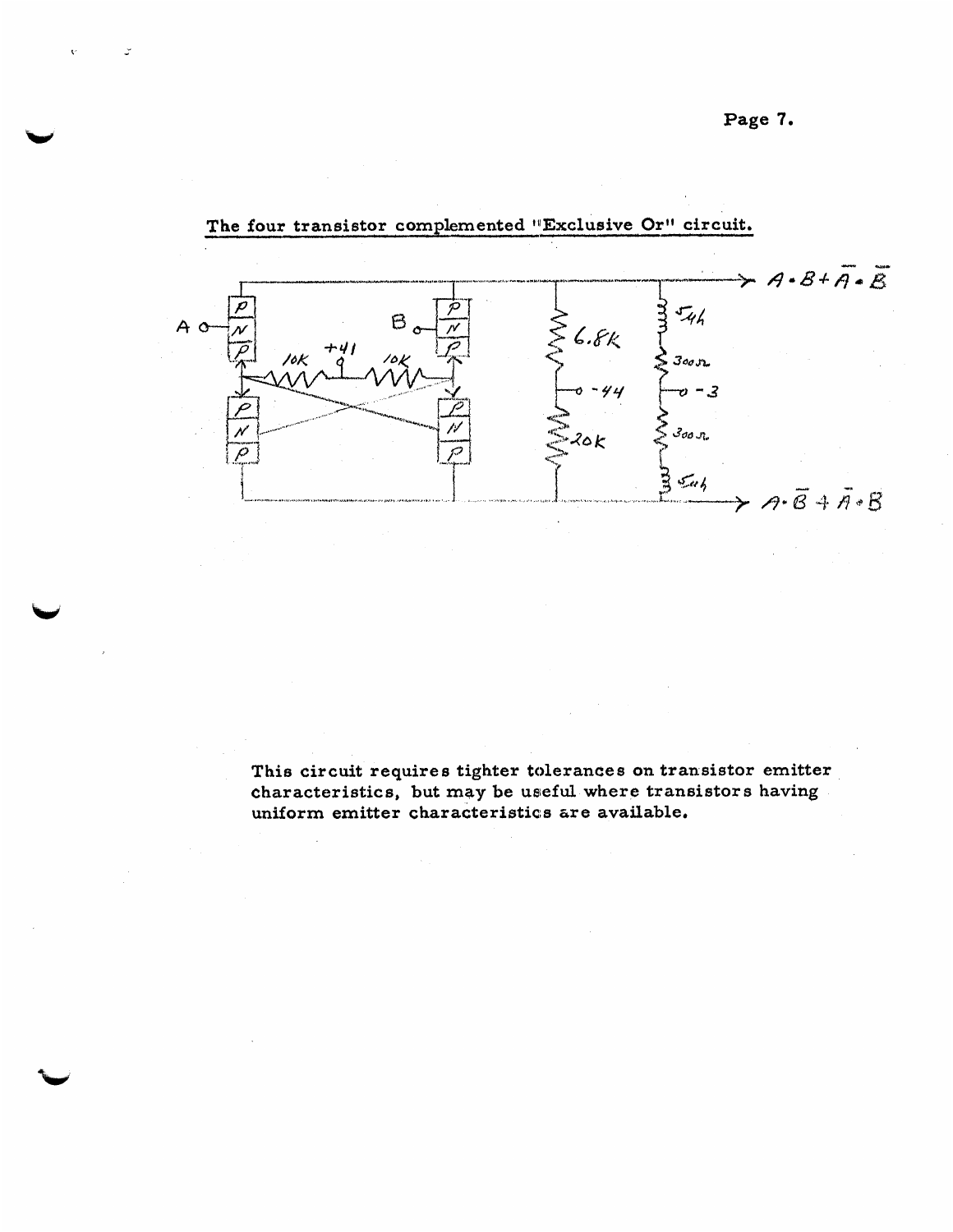The four transistor complemented "Exclusive Or" circuit.

$A \cdot B + \bar{A} \cdot \bar{B}$

$A \cdot \bar{B} + \bar{A} \cdot B$

This circuit requires tighter tolerances on transistor emitter characteristics, but may be useful where transistors having uniform emitter characteristics are available.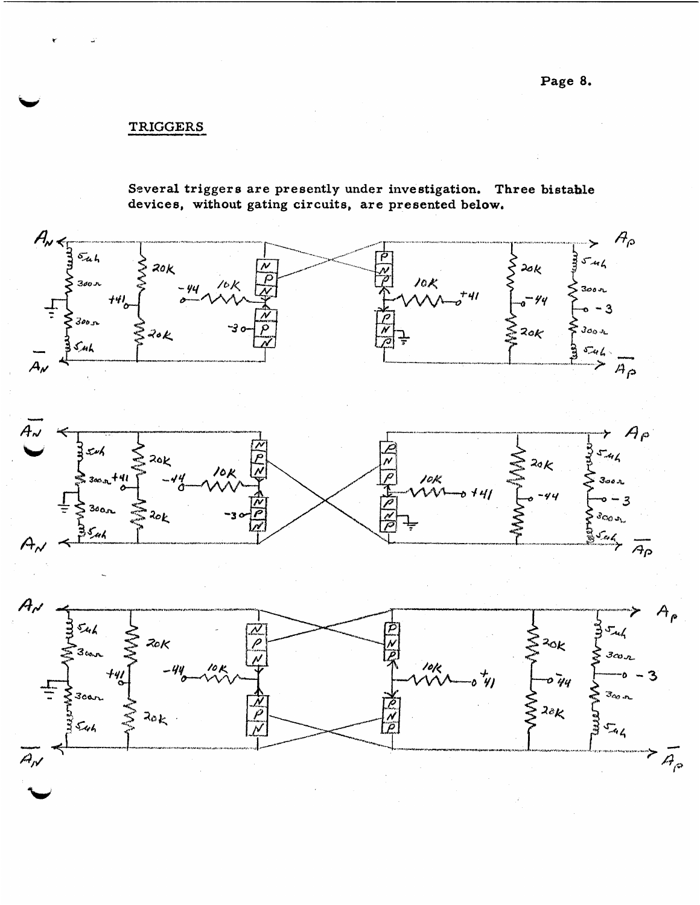## TRIGGERS

Several triggers are presently under investigation. Three bistable devices, without gating circuits, are presented below.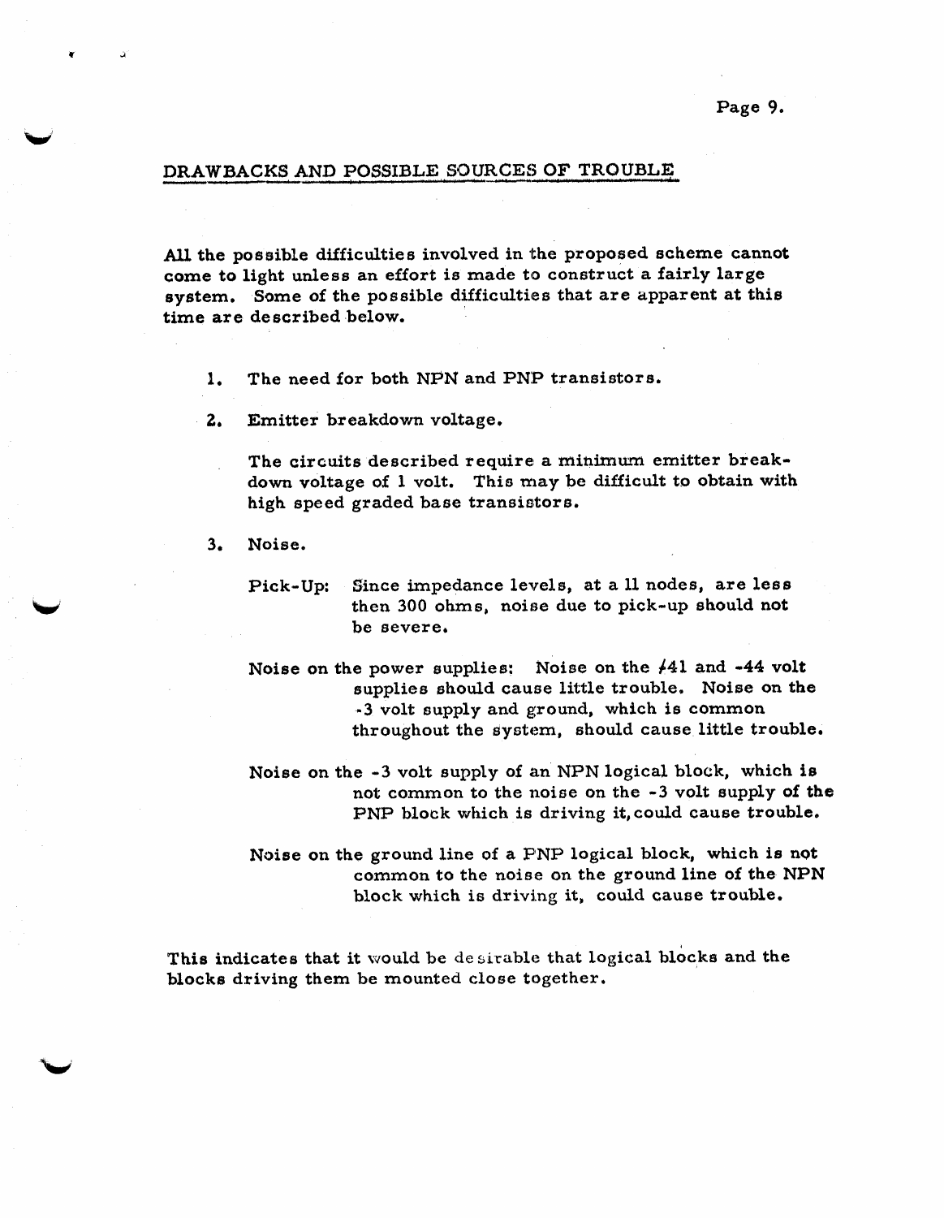## DRAWBACKS AND POSSIBLE SOURCES OF TROUBLE

All the possible difficulties involved in the proposed scheme cannot come to light unless an effort is made to construct a fairly large system. Some of the possible difficulties that are apparent at this time are described below.

1. The need for both NPN and PNP transistors.

2. Emitter breakdown voltage.

   The circuits described require a minimum emitter breakdown voltage of 1 volt. This may be difficult to obtain with high speed graded base transistors.

3. Noise.

   Pick-Up: Since impedance levels, at a ll nodes, are less then 300 ohms, noise due to pick-up should not be severe.

   Noise on the power supplies: Noise on the +41 and -44 volt supplies should cause little trouble. Noise on the -3 volt supply and ground, which is common throughout the system, should cause little trouble.

   Noise on the -3 volt supply of an NPN logical block, which is not common to the noise on the -3 volt supply of the PNP block which is driving it, could cause trouble.

   Noise on the ground line of a PNP logical block, which is not common to the noise on the ground line of the NPN block which is driving it, could cause trouble.

This indicates that it would be desirable that logical blocks and the blocks driving them be mounted close together.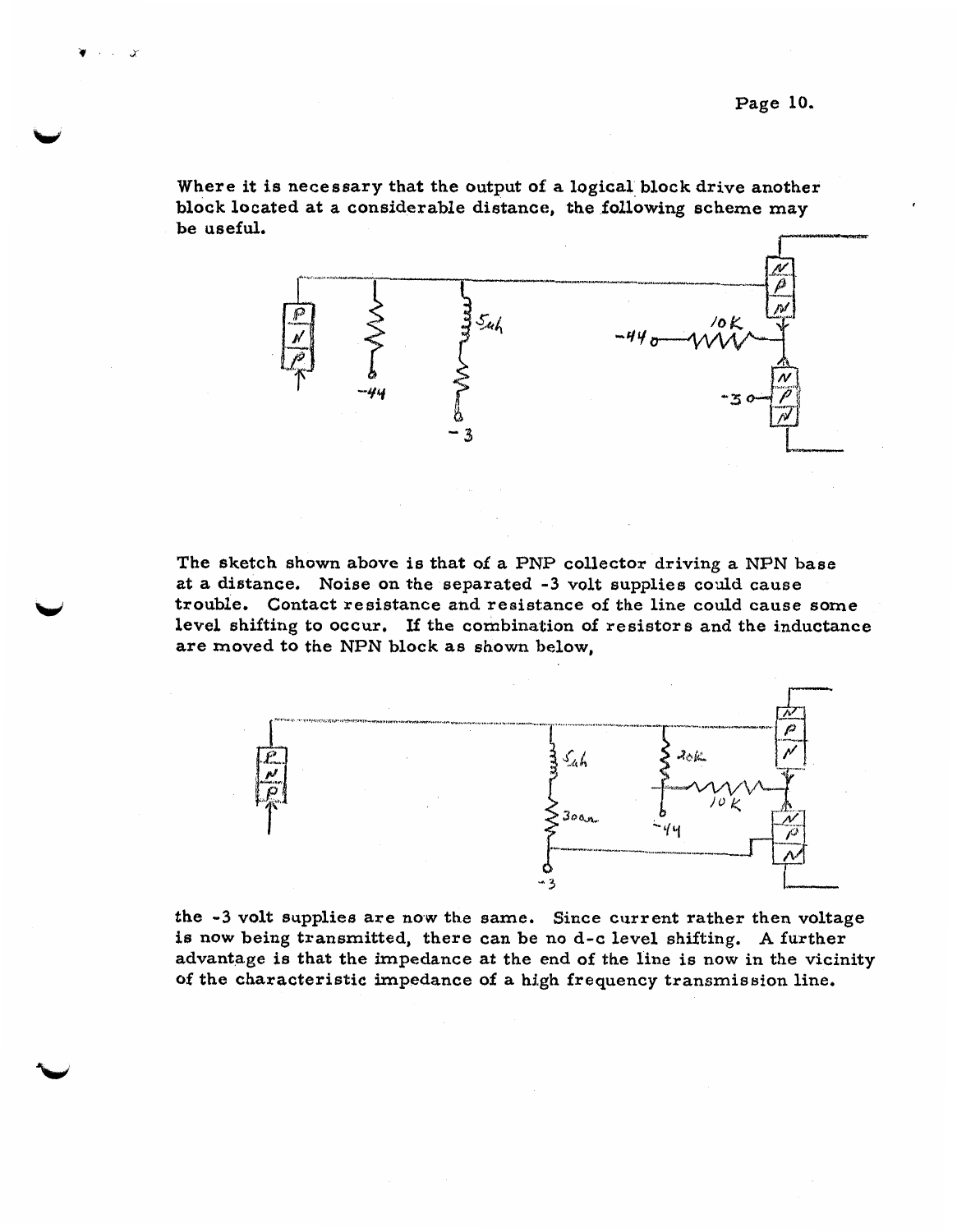Where it is necessary that the output of a logical block drive another block located at a considerable distance, the following scheme may be useful.

The sketch shown above is that of a PNP collector driving a NPN base at a distance. Noise on the separated -3 volt supplies could cause trouble. Contact resistance and resistance of the line could cause some level shifting to occur. If the combination of resistors and the inductance are moved to the NPN block as shown below,

the -3 volt supplies are now the same. Since current rather then voltage is now being transmitted, there can be no d-c level shifting. A further advantage is that the impedance at the end of the line is now in the vicinity of the characteristic impedance of a high frequency transmission line.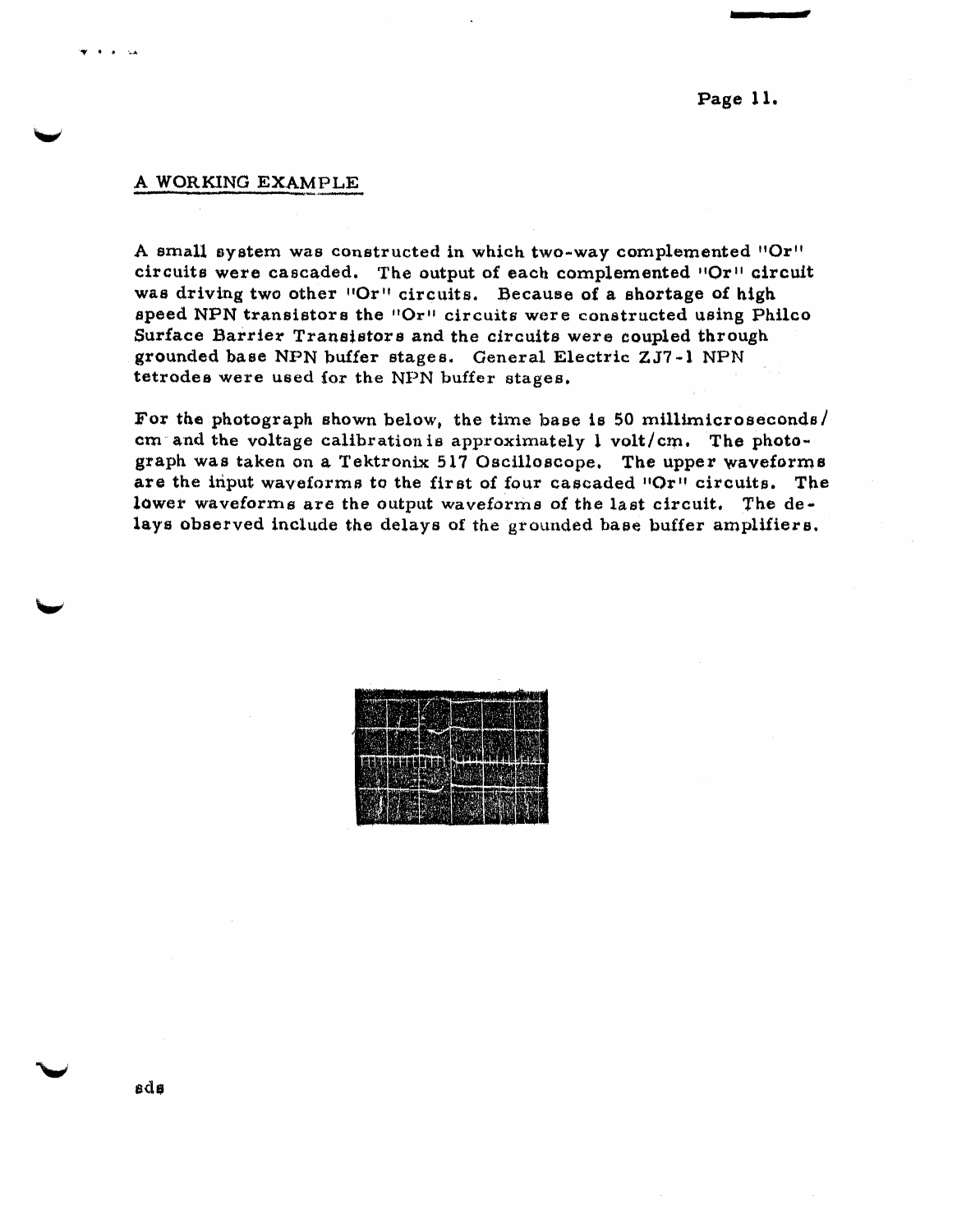## A WORKING EXAMPLE

A small system was constructed in which two-way complemented "Or" circuits were cascaded. The output of each complemented "Or" circuit was driving two other "Or" circuits. Because of a shortage of high speed NPN transistors the "Or" circuits were constructed using Philco Surface Barrier Transistors and the circuits were coupled through grounded base NPN buffer stages. General Electric ZJ7-1 NPN tetrodes were used for the NPN buffer stages.

For the photograph shown below, the time base is 50 millimicroseconds/cm and the voltage calibration is approximately 1 volt/cm. The photograph was taken on a Tektronix 517 Oscilloscope. The upper waveforms are the input waveforms to the first of four cascaded "Or" circuits. The lower waveforms are the output waveforms of the last circuit. The delays observed include the delays of the grounded base buffer amplifiers.

sds